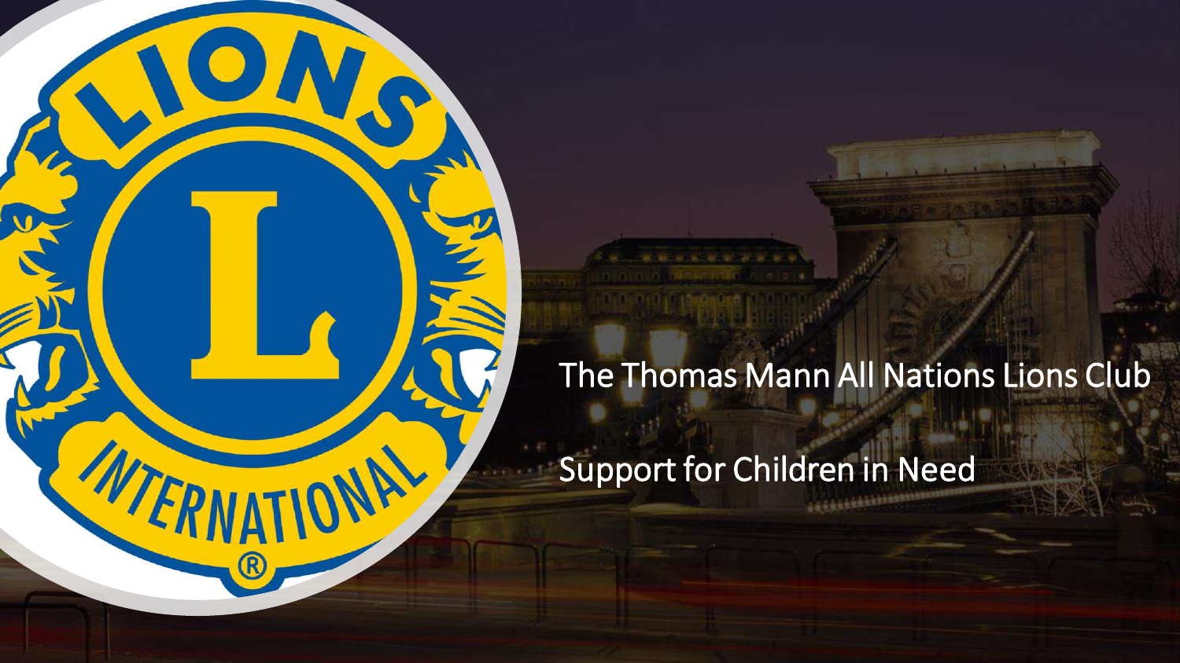# The Thomas Mann All Nations Lions Club

## Support for Children in Need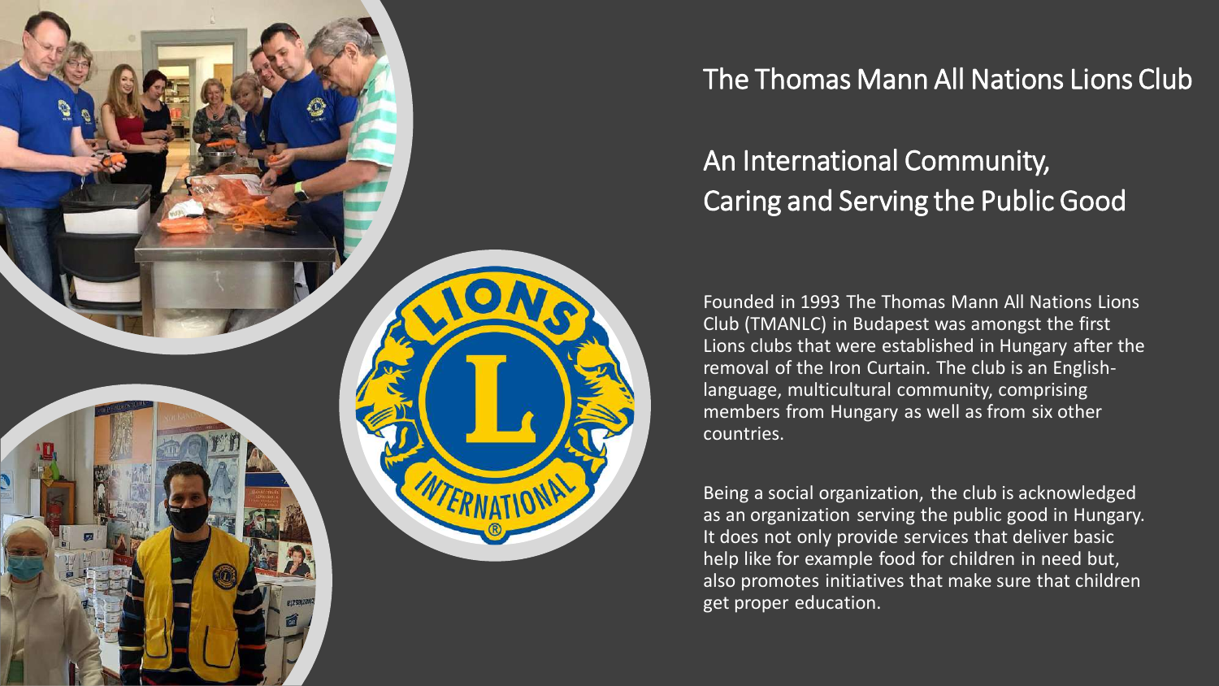# The Thomas Mann All Nations Lions Club

## An International Community, Caring and Serving the Public Good

Founded in 1993 The Thomas Mann All Nations Lions Club (TMANLC) in Budapest was amongst the first Lions clubs that were established in Hungary after the removal of the Iron Curtain. The club is an English-language, multicultural community, comprising members from Hungary as well as from six other countries.

Being a social organization, the club is acknowledged as an organization serving the public good in Hungary. It does not only provide services that deliver basic help like for example food for children in need but, also promotes initiatives that make sure that children get proper education.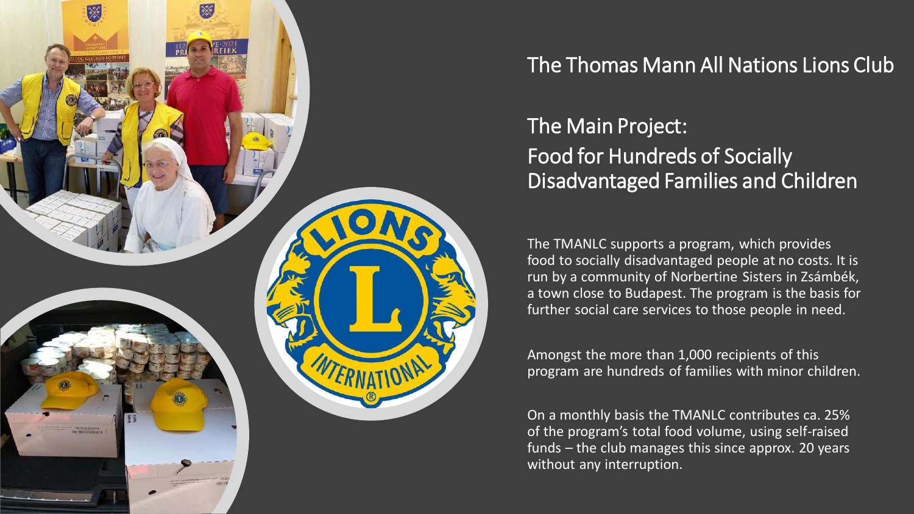# The Thomas Mann All Nations Lions Club

## The Main Project:
## Food for Hundreds of Socially Disadvantaged Families and Children

The TMANLC supports a program, which provides food to socially disadvantaged people at no costs. It is run by a community of Norbertine Sisters in Zsámbék, a town close to Budapest. The program is the basis for further social care services to those people in need.

Amongst the more than 1,000 recipients of this program are hundreds of families with minor children.

On a monthly basis the TMANLC contributes ca. 25% of the program's total food volume, using self-raised funds – the club manages this since approx. 20 years without any interruption.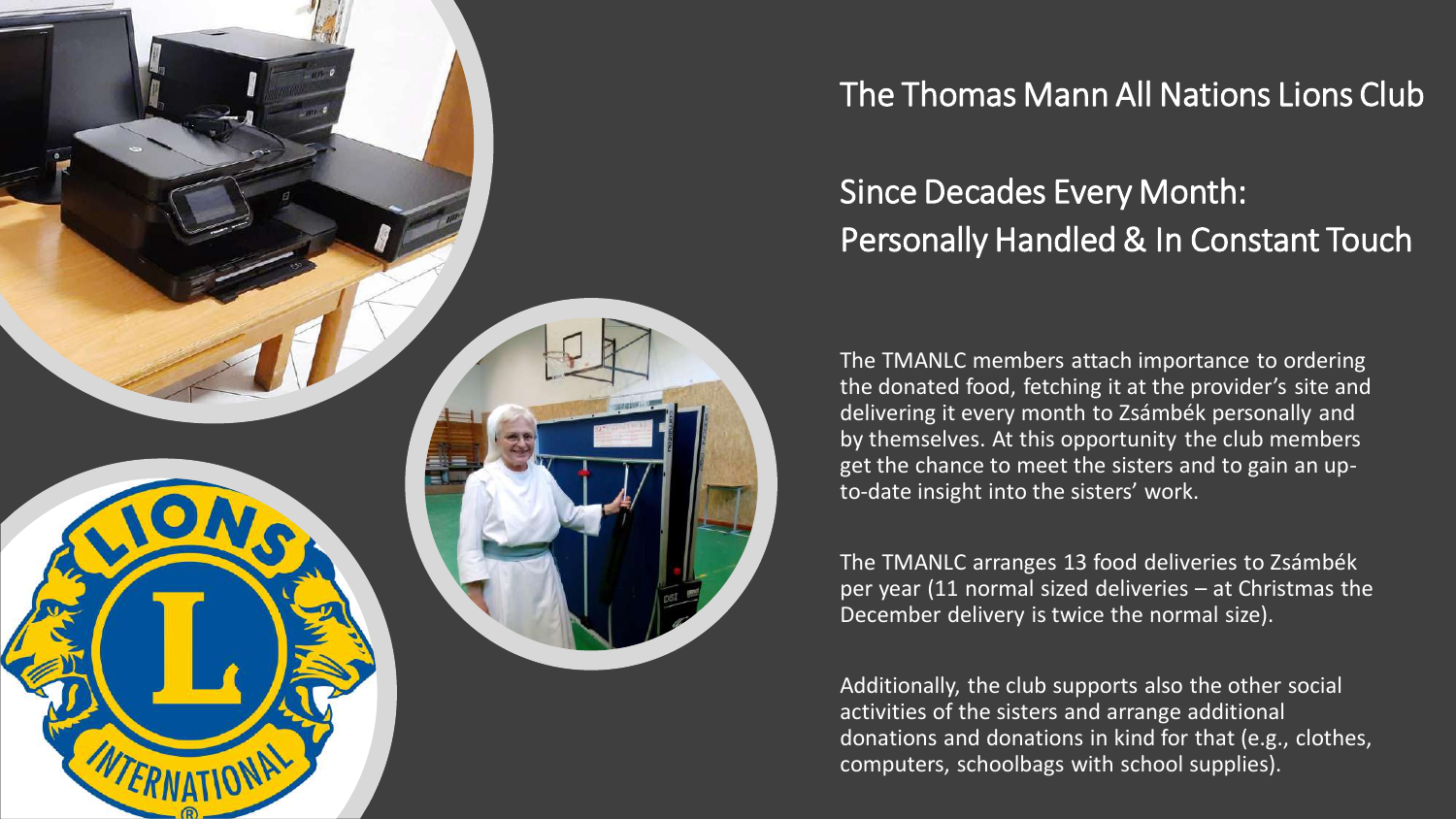# The Thomas Mann All Nations Lions Club

## Since Decades Every Month: Personally Handled & In Constant Touch

The TMANLC members attach importance to ordering the donated food, fetching it at the provider's site and delivering it every month to Zsámbék personally and by themselves. At this opportunity the club members get the chance to meet the sisters and to gain an up-to-date insight into the sisters' work.

The TMANLC arranges 13 food deliveries to Zsámbék per year (11 normal sized deliveries – at Christmas the December delivery is twice the normal size).

Additionally, the club supports also the other social activities of the sisters and arrange additional donations and donations in kind for that (e.g., clothes, computers, schoolbags with school supplies).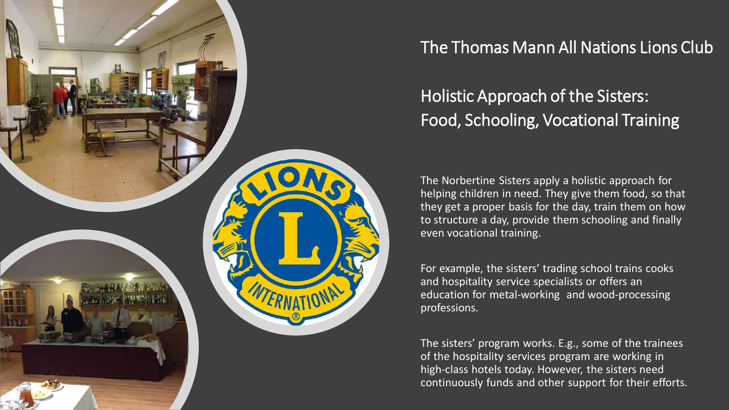# The Thomas Mann All Nations Lions Club

## Holistic Approach of the Sisters: Food, Schooling, Vocational Training

The Norbertine Sisters apply a holistic approach for helping children in need. They give them food, so that they get a proper basis for the day, train them on how to structure a day, provide them schooling and finally even vocational training.

For example, the sisters' trading school trains cooks and hospitality service specialists or offers an education for metal-working and wood-processing professions.

The sisters' program works. E.g., some of the trainees of the hospitality services program are working in high-class hotels today. However, the sisters need continuously funds and other support for their efforts.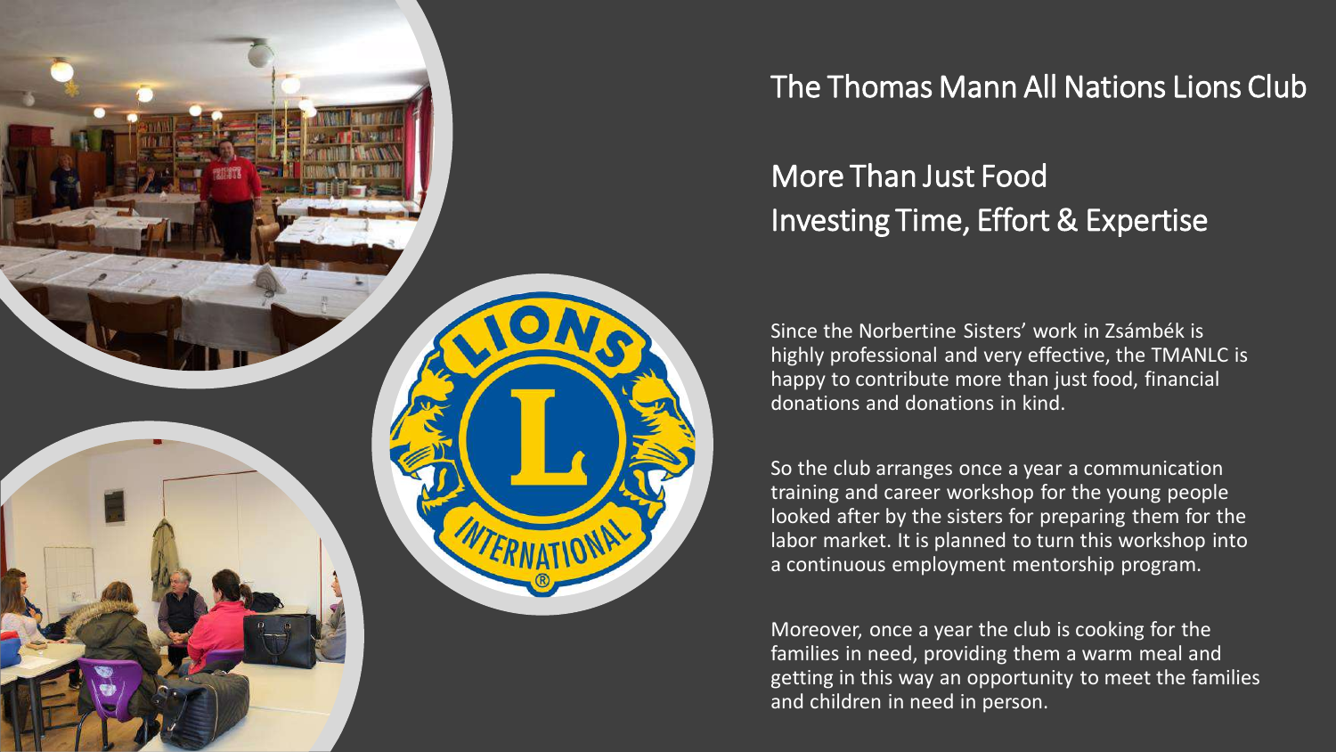# The Thomas Mann All Nations Lions Club

## More Than Just Food
## Investing Time, Effort & Expertise

Since the Norbertine Sisters' work in Zsámbék is highly professional and very effective, the TMANLC is happy to contribute more than just food, financial donations and donations in kind.

So the club arranges once a year a communication training and career workshop for the young people looked after by the sisters for preparing them for the labor market. It is planned to turn this workshop into a continuous employment mentorship program.

Moreover, once a year the club is cooking for the families in need, providing them a warm meal and getting in this way an opportunity to meet the families and children in need in person.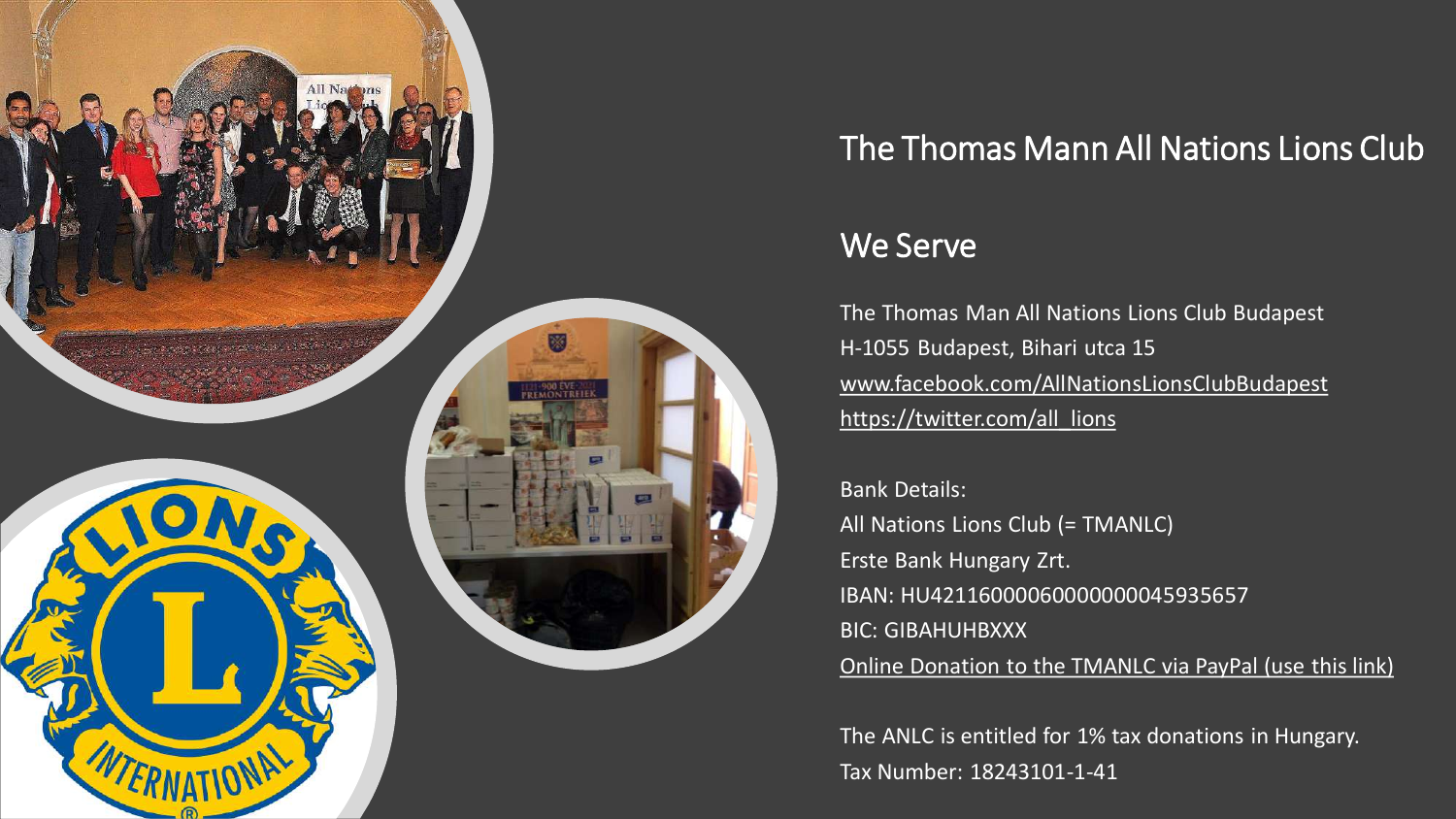# The Thomas Mann All Nations Lions Club

## We Serve

The Thomas Man All Nations Lions Club Budapest
H-1055 Budapest, Bihari utca 15
www.facebook.com/AllNationsLionsClubBudapest
https://twitter.com/all_lions

Bank Details:
All Nations Lions Club (= TMANLC)
Erste Bank Hungary Zrt.
IBAN: HU42116000060000000045935657
BIC: GIBAHUHBXXX
Online Donation to the TMANLC via PayPal (use this link)

The ANLC is entitled for 1% tax donations in Hungary.
Tax Number: 18243101-1-41